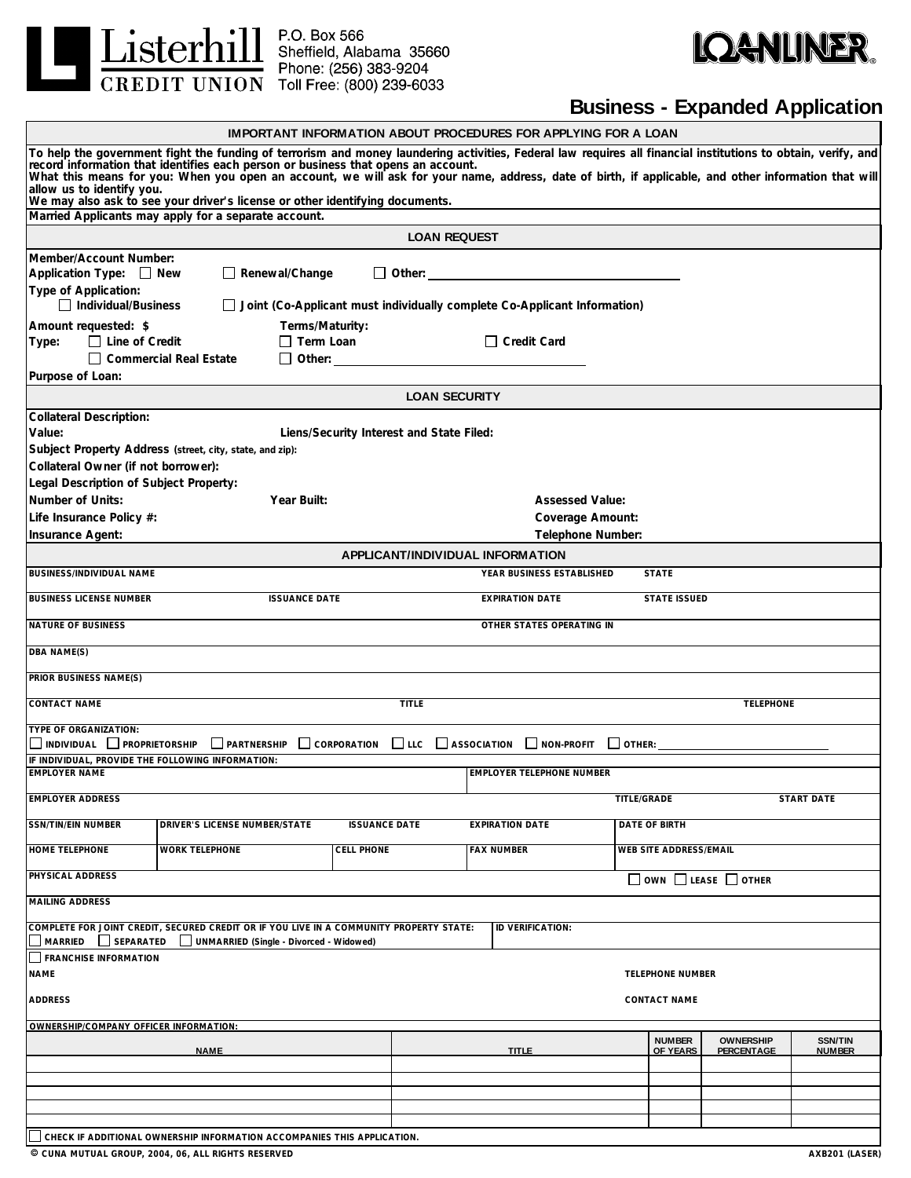Listerhill CREDIT UNION
P.O. Box 566
Sheffield, Alabama 35660
Phone: (256) 383-9204
Toll Free: (800) 239-6033

LOANLINER®

# Business - Expanded Application

## IMPORTANT INFORMATION ABOUT PROCEDURES FOR APPLYING FOR A LOAN

**To help the government fight the funding of terrorism and money laundering activities, Federal law requires all financial institutions to obtain, verify, and record information that identifies each person or business that opens an account.**
**What this means for you: When you open an account, we will ask for your name, address, date of birth, if applicable, and other information that will allow us to identify you.**
**We may also ask to see your driver's license or other identifying documents.**

**Married Applicants may apply for a separate account.**

## LOAN REQUEST

Member/Account Number:
Application Type: ☐ New ☐ Renewal/Change ☐ Other: ____________________
Type of Application:
☐ Individual/Business ☐ Joint (Co-Applicant must individually complete Co-Applicant Information)

Amount requested: $ Terms/Maturity:
Type: ☐ Line of Credit ☐ Term Loan ☐ Credit Card
☐ Commercial Real Estate ☐ Other: ____________________
Purpose of Loan:

## LOAN SECURITY

Collateral Description:
Value: Liens/Security Interest and State Filed:
Subject Property Address (street, city, state, and zip):
Collateral Owner (if not borrower):
Legal Description of Subject Property:
Number of Units: Year Built: Assessed Value:
Life Insurance Policy #: Coverage Amount:
Insurance Agent: Telephone Number:

## APPLICANT/INDIVIDUAL INFORMATION

BUSINESS/INDIVIDUAL NAME | YEAR BUSINESS ESTABLISHED | STATE

BUSINESS LICENSE NUMBER | ISSUANCE DATE | EXPIRATION DATE | STATE ISSUED

NATURE OF BUSINESS | OTHER STATES OPERATING IN

DBA NAME(S)

PRIOR BUSINESS NAME(S)

CONTACT NAME | TITLE | TELEPHONE

TYPE OF ORGANIZATION:
☐ INDIVIDUAL ☐ PROPRIETORSHIP ☐ PARTNERSHIP ☐ CORPORATION ☐ LLC ☐ ASSOCIATION ☐ NON-PROFIT ☐ OTHER: ____________________

IF INDIVIDUAL, PROVIDE THE FOLLOWING INFORMATION:

EMPLOYER NAME | EMPLOYER TELEPHONE NUMBER

EMPLOYER ADDRESS | TITLE/GRADE | START DATE

SSN/TIN/EIN NUMBER | DRIVER'S LICENSE NUMBER/STATE | ISSUANCE DATE | EXPIRATION DATE | DATE OF BIRTH

HOME TELEPHONE | WORK TELEPHONE | CELL PHONE | FAX NUMBER | WEB SITE ADDRESS/EMAIL

PHYSICAL ADDRESS | ☐ OWN ☐ LEASE ☐ OTHER

MAILING ADDRESS

COMPLETE FOR JOINT CREDIT, SECURED CREDIT OR IF YOU LIVE IN A COMMUNITY PROPERTY STATE:
☐ MARRIED ☐ SEPARATED ☐ UNMARRIED (Single - Divorced - Widowed) | ID VERIFICATION:

☐ FRANCHISE INFORMATION
NAME | TELEPHONE NUMBER
ADDRESS | CONTACT NAME

OWNERSHIP/COMPANY OFFICER INFORMATION:

| NAME | TITLE | NUMBER OF YEARS | OWNERSHIP PERCENTAGE | SSN/TIN NUMBER |
|---|---|---|---|---|
| | | | | |
| | | | | |
| | | | | |
| | | | | |
| | | | | |

☐ CHECK IF ADDITIONAL OWNERSHIP INFORMATION ACCOMPANIES THIS APPLICATION.

© CUNA MUTUAL GROUP, 2004, 06, ALL RIGHTS RESERVED AXB201 (LASER)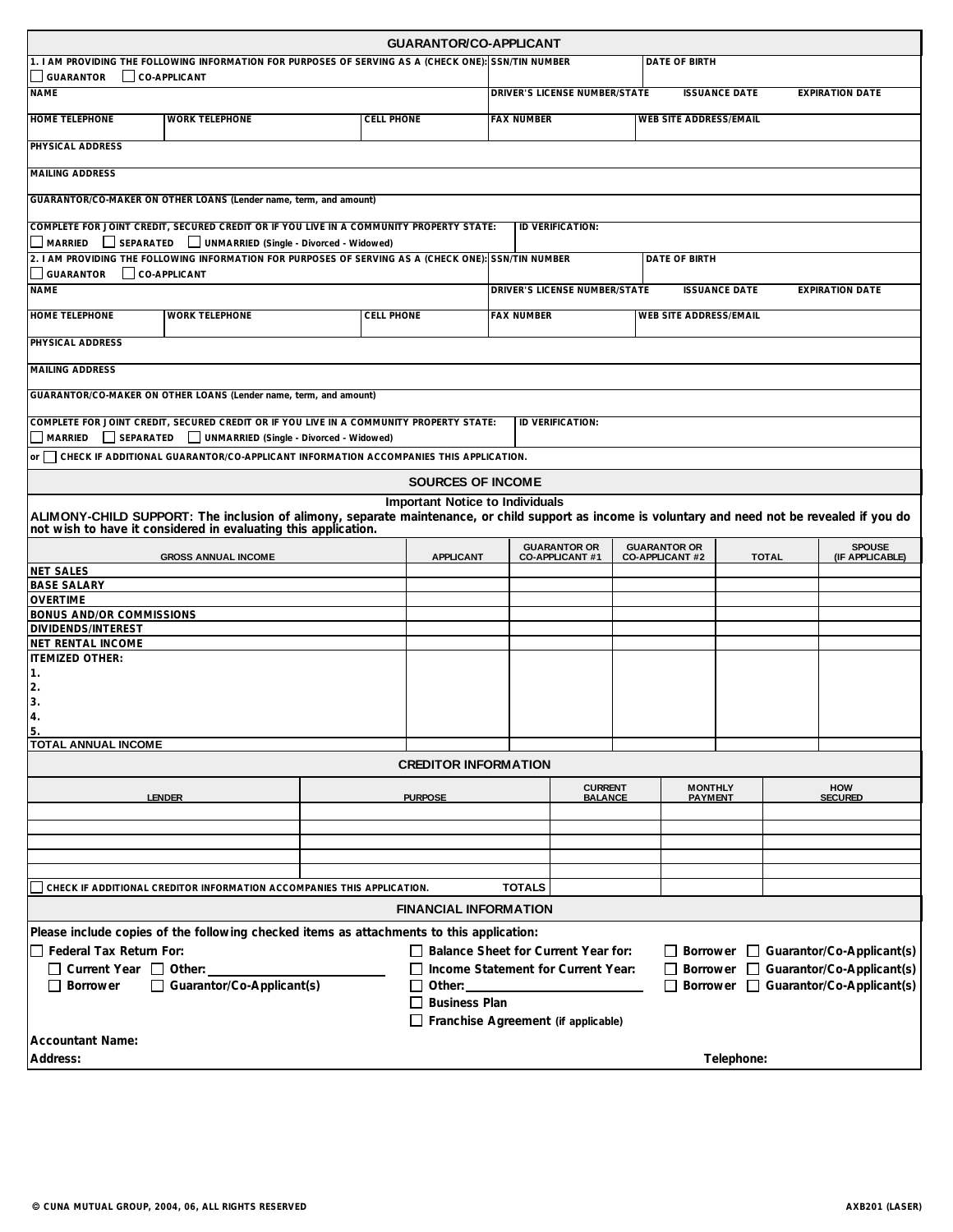## GUARANTOR/CO-APPLICANT

1. I AM PROVIDING THE FOLLOWING INFORMATION FOR PURPOSES OF SERVING AS A (CHECK ONE): ☐ GUARANTOR ☐ CO-APPLICANT | SSN/TIN NUMBER | DATE OF BIRTH

NAME | DRIVER'S LICENSE NUMBER/STATE | ISSUANCE DATE | EXPIRATION DATE

HOME TELEPHONE | WORK TELEPHONE | CELL PHONE | FAX NUMBER | WEB SITE ADDRESS/EMAIL

PHYSICAL ADDRESS

MAILING ADDRESS

GUARANTOR/CO-MAKER ON OTHER LOANS (Lender name, term, and amount)

COMPLETE FOR JOINT CREDIT, SECURED CREDIT OR IF YOU LIVE IN A COMMUNITY PROPERTY STATE: ☐ MARRIED ☐ SEPARATED ☐ UNMARRIED (Single - Divorced - Widowed) | ID VERIFICATION:

2. I AM PROVIDING THE FOLLOWING INFORMATION FOR PURPOSES OF SERVING AS A (CHECK ONE): ☐ GUARANTOR ☐ CO-APPLICANT | SSN/TIN NUMBER | DATE OF BIRTH

NAME | DRIVER'S LICENSE NUMBER/STATE | ISSUANCE DATE | EXPIRATION DATE

HOME TELEPHONE | WORK TELEPHONE | CELL PHONE | FAX NUMBER | WEB SITE ADDRESS/EMAIL

PHYSICAL ADDRESS

MAILING ADDRESS

GUARANTOR/CO-MAKER ON OTHER LOANS (Lender name, term, and amount)

COMPLETE FOR JOINT CREDIT, SECURED CREDIT OR IF YOU LIVE IN A COMMUNITY PROPERTY STATE: ☐ MARRIED ☐ SEPARATED ☐ UNMARRIED (Single - Divorced - Widowed) | ID VERIFICATION:

or ☐ CHECK IF ADDITIONAL GUARANTOR/CO-APPLICANT INFORMATION ACCOMPANIES THIS APPLICATION.

## SOURCES OF INCOME

**Important Notice to Individuals**

**ALIMONY-CHILD SUPPORT: The inclusion of alimony, separate maintenance, or child support as income is voluntary and need not be revealed if you do not wish to have it considered in evaluating this application.**

| GROSS ANNUAL INCOME | APPLICANT | GUARANTOR OR CO-APPLICANT #1 | GUARANTOR OR CO-APPLICANT #2 | TOTAL | SPOUSE (IF APPLICABLE) |
|---|---|---|---|---|---|
| NET SALES | | | | | |
| BASE SALARY | | | | | |
| OVERTIME | | | | | |
| BONUS AND/OR COMMISSIONS | | | | | |
| DIVIDENDS/INTEREST | | | | | |
| NET RENTAL INCOME | | | | | |
| ITEMIZED OTHER: | | | | | |
| 1. | | | | | |
| 2. | | | | | |
| 3. | | | | | |
| 4. | | | | | |
| 5. | | | | | |
| TOTAL ANNUAL INCOME | | | | | |

## CREDITOR INFORMATION

| LENDER | PURPOSE | CURRENT BALANCE | MONTHLY PAYMENT | HOW SECURED |
|---|---|---|---|---|
| | | | | |
| | | | | |
| | | | | |
| | | | | |
| | | | | |
| ☐ CHECK IF ADDITIONAL CREDITOR INFORMATION ACCOMPANIES THIS APPLICATION. | TOTALS | | | |

## FINANCIAL INFORMATION

**Please include copies of the following checked items as attachments to this application:**

☐ **Federal Tax Return For:**
☐ **Current Year** ☐ **Other:** ____________
☐ **Borrower** ☐ **Guarantor/Co-Applicant(s)**

☐ **Balance Sheet for Current Year for:** ☐ **Borrower** ☐ **Guarantor/Co-Applicant(s)**
☐ **Income Statement for Current Year:** ☐ **Borrower** ☐ **Guarantor/Co-Applicant(s)**
☐ **Other:** ____________ ☐ **Borrower** ☐ **Guarantor/Co-Applicant(s)**
☐ **Business Plan**
☐ **Franchise Agreement (if applicable)**

**Accountant Name:**
**Address:** **Telephone:**

© CUNA MUTUAL GROUP, 2004, 06, ALL RIGHTS RESERVED AXB201 (LASER)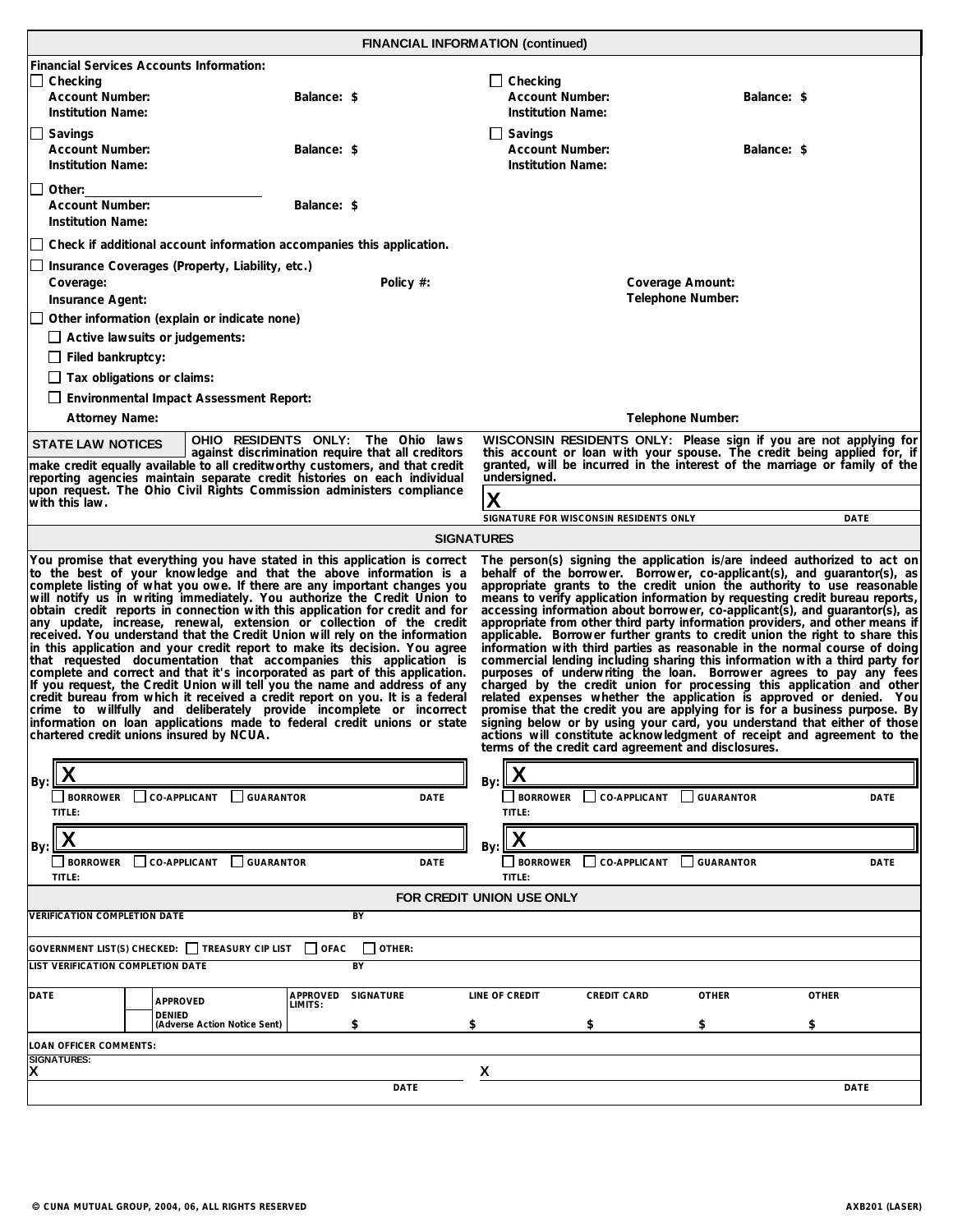## FINANCIAL INFORMATION (continued)

**Financial Services Accounts Information:**

☐ Checking
Account Number: Balance: $
Institution Name:

☐ Checking
Account Number: Balance: $
Institution Name:

☐ Savings
Account Number: Balance: $
Institution Name:

☐ Savings
Account Number: Balance: $
Institution Name:

☐ Other: ______________________
Account Number: Balance: $
Institution Name:

☐ Check if additional account information accompanies this application.

☐ Insurance Coverages (Property, Liability, etc.)
Coverage: Policy #: Coverage Amount:
Insurance Agent: Telephone Number:

☐ Other information (explain or indicate none)

- ☐ Active lawsuits or judgements:
- ☐ Filed bankruptcy:
- ☐ Tax obligations or claims:
- ☐ Environmental Impact Assessment Report:

Attorney Name: Telephone Number:

**STATE LAW NOTICES**

**OHIO RESIDENTS ONLY:** The Ohio laws against discrimination require that all creditors make credit equally available to all creditworthy customers, and that credit reporting agencies maintain separate credit histories on each individual upon request. The Ohio Civil Rights Commission administers compliance with this law.

**WISCONSIN RESIDENTS ONLY:** Please sign if you are not applying for this account or loan with your spouse. The credit being applied for, if granted, will be incurred in the interest of the marriage or family of the undersigned.

X
SIGNATURE FOR WISCONSIN RESIDENTS ONLY DATE

## SIGNATURES

You promise that everything you have stated in this application is correct to the best of your knowledge and that the above information is a complete listing of what you owe. If there are any important changes you will notify us in writing immediately. You authorize the Credit Union to obtain credit reports in connection with this application for credit and for any update, increase, renewal, extension or collection of the credit received. You understand that the Credit Union will rely on the information in this application and your credit report to make its decision. You agree that requested documentation that accompanies this application is complete and correct and that it's incorporated as part of this application. If you request, the Credit Union will tell you the name and address of any credit bureau from which it received a credit report on you. It is a federal crime to willfully and deliberately provide incomplete or incorrect information on loan applications made to federal credit unions or state chartered credit unions insured by NCUA.

The person(s) signing the application is/are indeed authorized to act on behalf of the borrower. Borrower, co-applicant(s), and guarantor(s), as appropriate grants to the credit union the authority to use reasonable means to verify application information by requesting credit bureau reports, accessing information about borrower, co-applicant(s), and guarantor(s), as appropriate from other third party information providers, and other means if applicable. Borrower further grants to credit union the right to share this information with third parties as reasonable in the normal course of doing commercial lending including sharing this information with a third party for purposes of underwriting the loan. Borrower agrees to pay any fees charged by the credit union for processing this application and other related expenses whether the application is approved or denied. You promise that the credit you are applying for is for a business purpose. By signing below or by using your card, you understand that either of those actions will constitute acknowledgment of receipt and agreement to the terms of the credit card agreement and disclosures.

By: X
☐ BORROWER ☐ CO-APPLICANT ☐ GUARANTOR DATE
TITLE:

By: X
☐ BORROWER ☐ CO-APPLICANT ☐ GUARANTOR DATE
TITLE:

By: X
☐ BORROWER ☐ CO-APPLICANT ☐ GUARANTOR DATE
TITLE:

By: X
☐ BORROWER ☐ CO-APPLICANT ☐ GUARANTOR DATE
TITLE:

## FOR CREDIT UNION USE ONLY

VERIFICATION COMPLETION DATE BY

GOVERNMENT LIST(S) CHECKED: ☐ TREASURY CIP LIST ☐ OFAC ☐ OTHER:

LIST VERIFICATION COMPLETION DATE BY

| DATE | | APPROVED LIMITS: | SIGNATURE | LINE OF CREDIT | CREDIT CARD | OTHER | OTHER |
|---|---|---|---|---|---|---|---|
| | ☐ APPROVED<br>☐ DENIED (Adverse Action Notice Sent) | | $ | $ | $ | $ | $ |

LOAN OFFICER COMMENTS:

SIGNATURES:
X DATE
X DATE

© CUNA MUTUAL GROUP, 2004, 06, ALL RIGHTS RESERVED AXB201 (LASER)